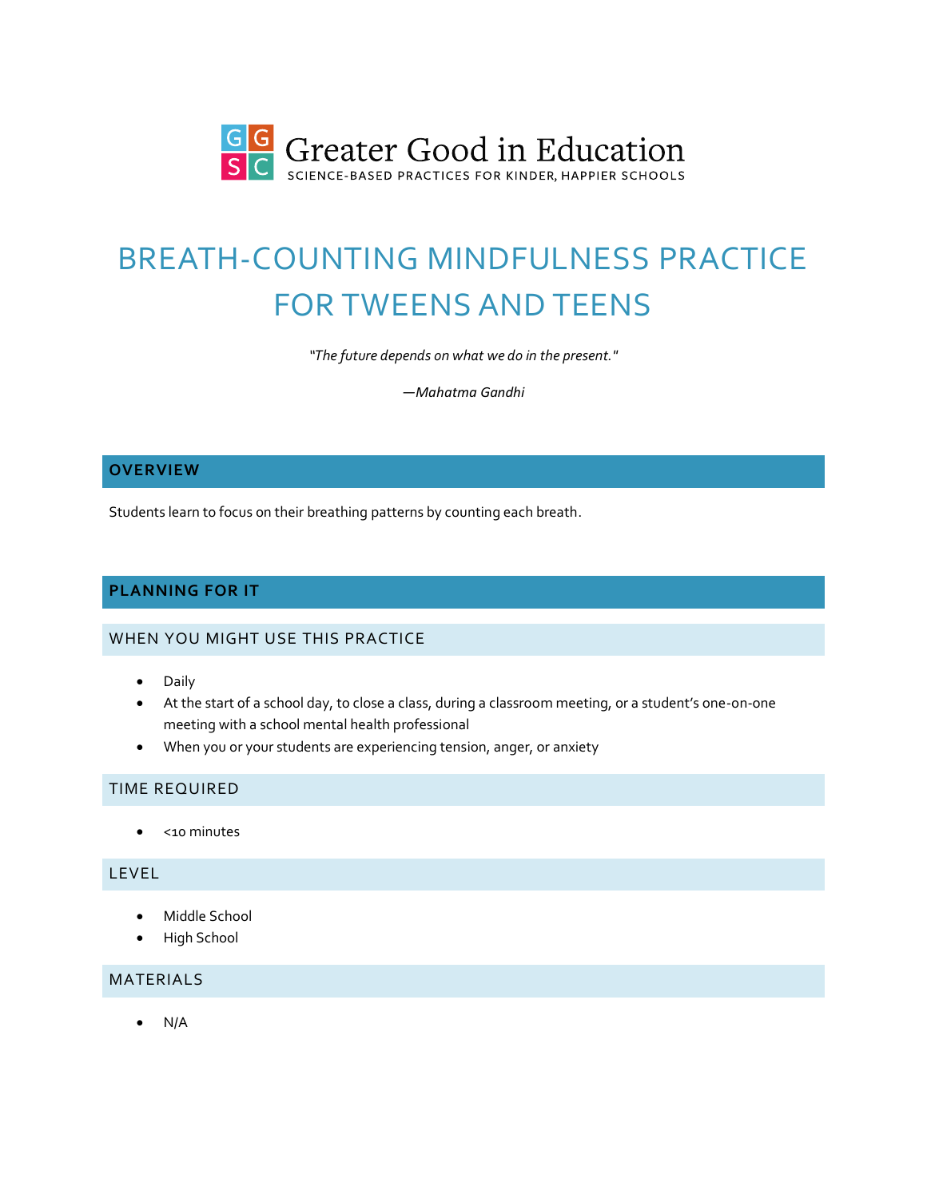Greater Good in Education

SCIENCE-BASED PRACTICES FOR KINDER, HAPPIER SCHOOLS

# BREATH-COUNTING MINDFULNESS PRACTICE FOR TWEENS AND TEENS

*"The future depends on what we do in the present."*

*—Mahatma Gandhi*

## OVERVIEW

Students learn to focus on their breathing patterns by counting each breath.

## PLANNING FOR IT

### WHEN YOU MIGHT USE THIS PRACTICE

- Daily
- At the start of a school day, to close a class, during a classroom meeting, or a student's one-on-one meeting with a school mental health professional
- When you or your students are experiencing tension, anger, or anxiety

### TIME REQUIRED

- <10 minutes

### LEVEL

- Middle School
- High School

### MATERIALS

- N/A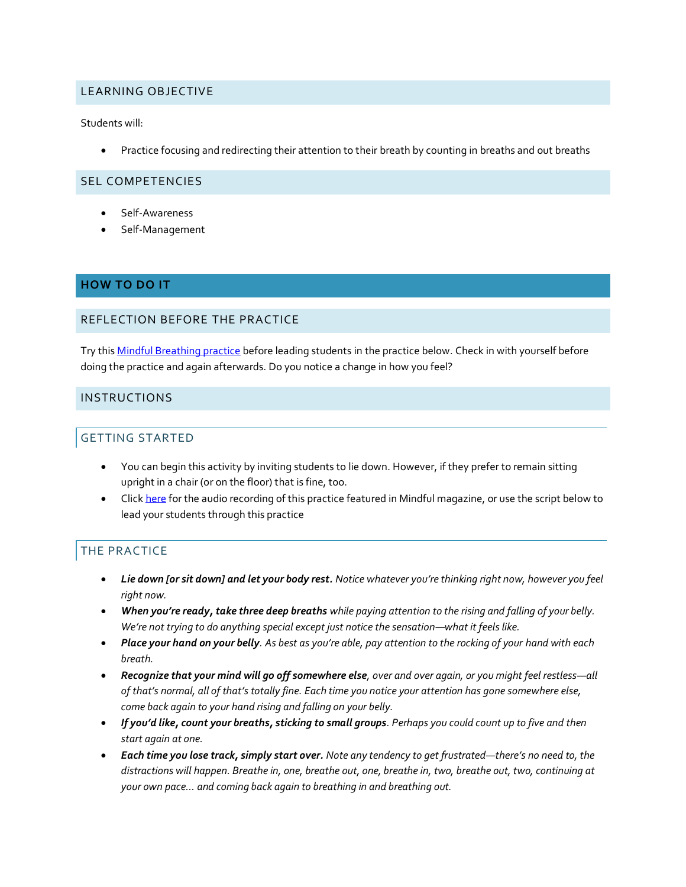## LEARNING OBJECTIVE

Students will:

- Practice focusing and redirecting their attention to their breath by counting in breaths and out breaths

## SEL COMPETENCIES

- Self-Awareness
- Self-Management

# HOW TO DO IT

## REFLECTION BEFORE THE PRACTICE

Try this [Mindful Breathing practice]() before leading students in the practice below. Check in with yourself before doing the practice and again afterwards. Do you notice a change in how you feel?

## INSTRUCTIONS

### GETTING STARTED

- You can begin this activity by inviting students to lie down. However, if they prefer to remain sitting upright in a chair (or on the floor) that is fine, too.
- Click [here]() for the audio recording of this practice featured in Mindful magazine, or use the script below to lead your students through this practice

### THE PRACTICE

- ***Lie down [or sit down] and let your body rest.*** *Notice whatever you're thinking right now, however you feel right now.*
- ***When you're ready, take three deep breaths*** *while paying attention to the rising and falling of your belly. We're not trying to do anything special except just notice the sensation—what it feels like.*
- ***Place your hand on your belly****. As best as you're able, pay attention to the rocking of your hand with each breath.*
- ***Recognize that your mind will go off somewhere else****, over and over again, or you might feel restless—all of that's normal, all of that's totally fine. Each time you notice your attention has gone somewhere else, come back again to your hand rising and falling on your belly.*
- ***If you'd like, count your breaths, sticking to small groups****. Perhaps you could count up to five and then start again at one.*
- ***Each time you lose track, simply start over.*** *Note any tendency to get frustrated—there's no need to, the distractions will happen. Breathe in, one, breathe out, one, breathe in, two, breathe out, two, continuing at your own pace… and coming back again to breathing in and breathing out.*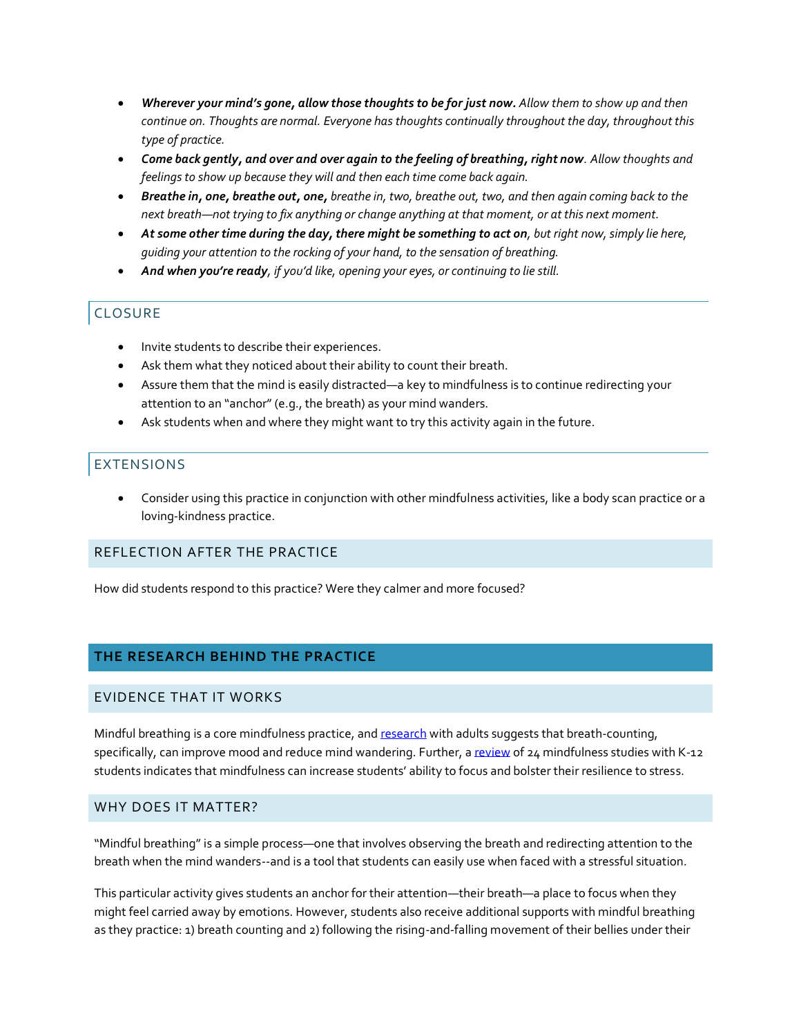- ***Wherever your mind's gone, allow those thoughts to be for just now.*** *Allow them to show up and then continue on. Thoughts are normal. Everyone has thoughts continually throughout the day, throughout this type of practice.*
- ***Come back gently, and over and over again to the feeling of breathing, right now****. Allow thoughts and feelings to show up because they will and then each time come back again.*
- ***Breathe in, one, breathe out, one,*** *breathe in, two, breathe out, two, and then again coming back to the next breath—not trying to fix anything or change anything at that moment, or at this next moment.*
- ***At some other time during the day, there might be something to act on****, but right now, simply lie here, guiding your attention to the rocking of your hand, to the sensation of breathing.*
- ***And when you're ready****, if you'd like, opening your eyes, or continuing to lie still.*

### CLOSURE

- Invite students to describe their experiences.
- Ask them what they noticed about their ability to count their breath.
- Assure them that the mind is easily distracted—a key to mindfulness is to continue redirecting your attention to an "anchor" (e.g., the breath) as your mind wanders.
- Ask students when and where they might want to try this activity again in the future.

### EXTENSIONS

- Consider using this practice in conjunction with other mindfulness activities, like a body scan practice or a loving-kindness practice.

### REFLECTION AFTER THE PRACTICE

How did students respond to this practice? Were they calmer and more focused?

## THE RESEARCH BEHIND THE PRACTICE

### EVIDENCE THAT IT WORKS

Mindful breathing is a core mindfulness practice, and research with adults suggests that breath-counting, specifically, can improve mood and reduce mind wandering. Further, a review of 24 mindfulness studies with K-12 students indicates that mindfulness can increase students' ability to focus and bolster their resilience to stress.

### WHY DOES IT MATTER?

"Mindful breathing" is a simple process—one that involves observing the breath and redirecting attention to the breath when the mind wanders--and is a tool that students can easily use when faced with a stressful situation.

This particular activity gives students an anchor for their attention—their breath—a place to focus when they might feel carried away by emotions. However, students also receive additional supports with mindful breathing as they practice: 1) breath counting and 2) following the rising-and-falling movement of their bellies under their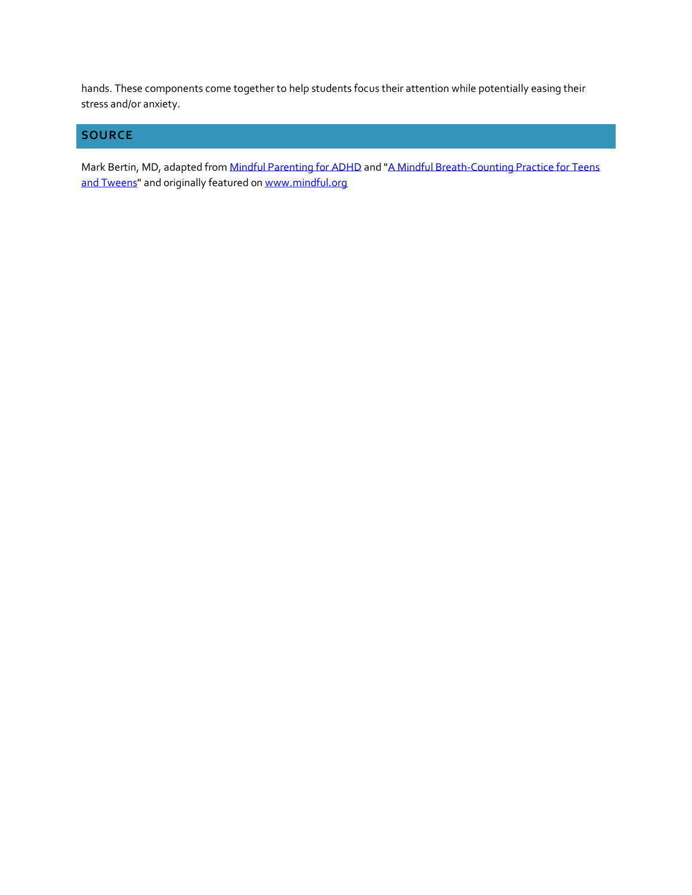hands. These components come together to help students focus their attention while potentially easing their stress and/or anxiety.

## SOURCE

Mark Bertin, MD, adapted from [Mindful Parenting for ADHD] and "[A Mindful Breath-Counting Practice for Teens and Tweens]" and originally featured on [www.mindful.org]